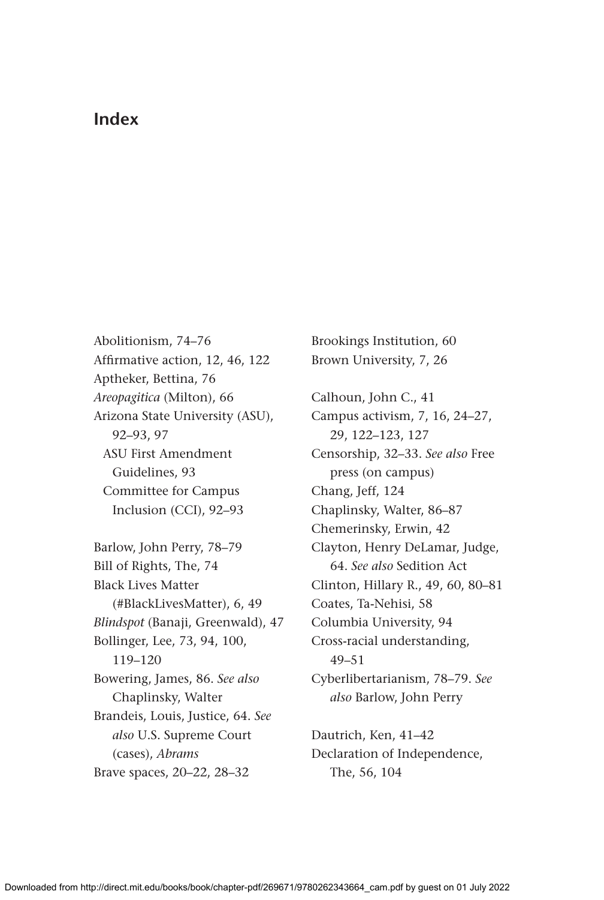# Index

Abolitionism, 74–76
Affirmative action, 12, 46, 122
Aptheker, Bettina, 76
*Areopagitica* (Milton), 66
Arizona State University (ASU), 92–93, 97
  ASU First Amendment Guidelines, 93
  Committee for Campus Inclusion (CCI), 92–93

Barlow, John Perry, 78–79
Bill of Rights, The, 74
Black Lives Matter (#BlackLivesMatter), 6, 49
*Blindspot* (Banaji, Greenwald), 47
Bollinger, Lee, 73, 94, 100, 119–120
Bowering, James, 86. *See also* Chaplinsky, Walter
Brandeis, Louis, Justice, 64. *See also* U.S. Supreme Court (cases), *Abrams*
Brave spaces, 20–22, 28–32
Brookings Institution, 60
Brown University, 7, 26

Calhoun, John C., 41
Campus activism, 7, 16, 24–27, 29, 122–123, 127
Censorship, 32–33. *See also* Free press (on campus)
Chang, Jeff, 124
Chaplinsky, Walter, 86–87
Chemerinsky, Erwin, 42
Clayton, Henry DeLamar, Judge, 64. *See also* Sedition Act
Clinton, Hillary R., 49, 60, 80–81
Coates, Ta-Nehisi, 58
Columbia University, 94
Cross-racial understanding, 49–51
Cyberlibertarianism, 78–79. *See also* Barlow, John Perry

Dautrich, Ken, 41–42
Declaration of Independence, The, 56, 104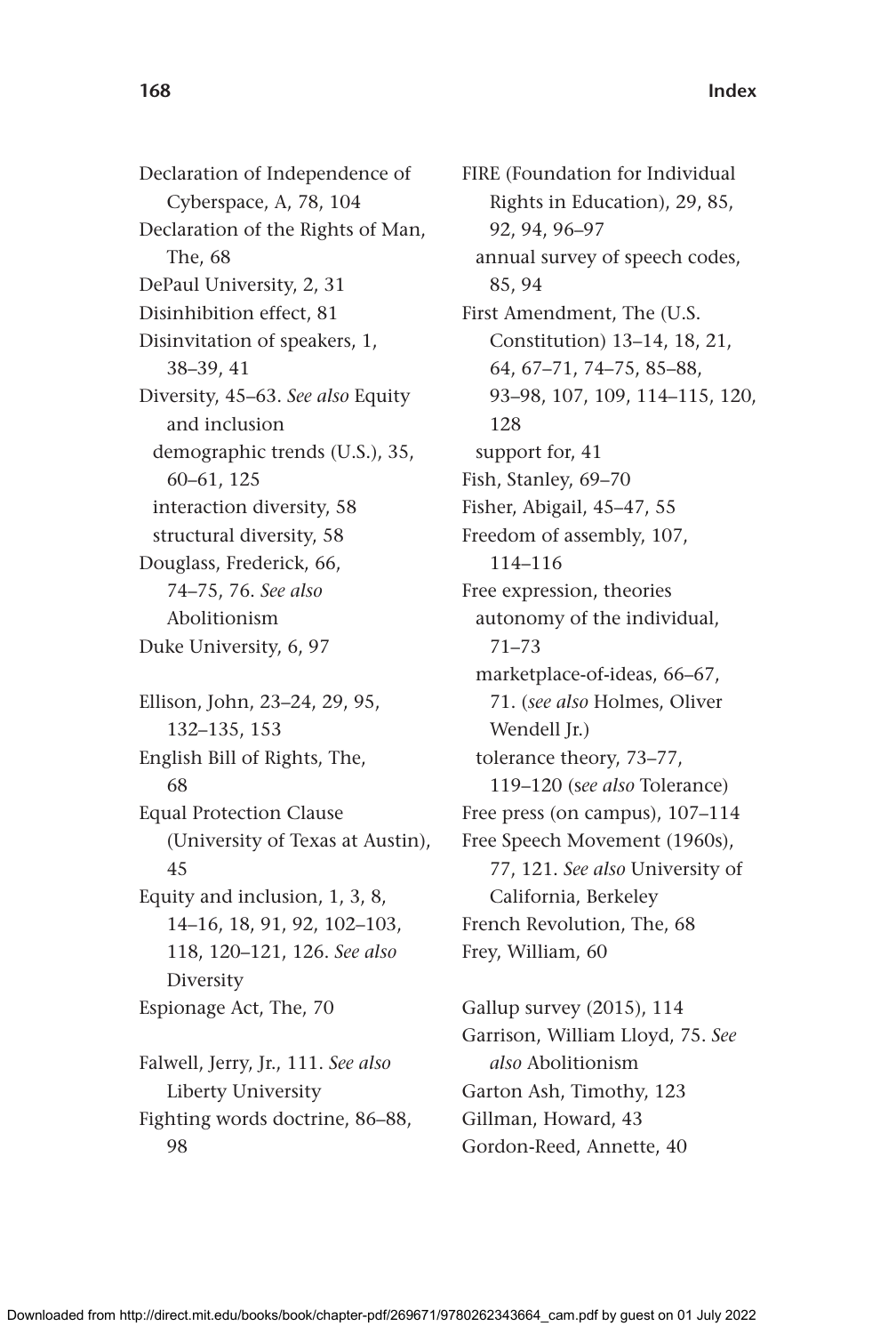Declaration of Independence of Cyberspace, A, 78, 104
Declaration of the Rights of Man, The, 68
DePaul University, 2, 31
Disinhibition effect, 81
Disinvitation of speakers, 1, 38–39, 41
Diversity, 45–63. *See also* Equity and inclusion
  demographic trends (U.S.), 35, 60–61, 125
  interaction diversity, 58
  structural diversity, 58
Douglass, Frederick, 66, 74–75, 76. *See also* Abolitionism
Duke University, 6, 97

Ellison, John, 23–24, 29, 95, 132–135, 153
English Bill of Rights, The, 68
Equal Protection Clause (University of Texas at Austin), 45
Equity and inclusion, 1, 3, 8, 14–16, 18, 91, 92, 102–103, 118, 120–121, 126. *See also* Diversity
Espionage Act, The, 70

Falwell, Jerry, Jr., 111. *See also* Liberty University
Fighting words doctrine, 86–88, 98
FIRE (Foundation for Individual Rights in Education), 29, 85, 92, 94, 96–97
  annual survey of speech codes, 85, 94
First Amendment, The (U.S. Constitution) 13–14, 18, 21, 64, 67–71, 74–75, 85–88, 93–98, 107, 109, 114–115, 120, 128
  support for, 41
Fish, Stanley, 69–70
Fisher, Abigail, 45–47, 55
Freedom of assembly, 107, 114–116
Free expression, theories
  autonomy of the individual, 71–73
  marketplace-of-ideas, 66–67, 71. (*see also* Holmes, Oliver Wendell Jr.)
  tolerance theory, 73–77, 119–120 (*see also* Tolerance)
Free press (on campus), 107–114
Free Speech Movement (1960s), 77, 121. *See also* University of California, Berkeley
French Revolution, The, 68
Frey, William, 60

Gallup survey (2015), 114
Garrison, William Lloyd, 75. *See also* Abolitionism
Garton Ash, Timothy, 123
Gillman, Howard, 43
Gordon-Reed, Annette, 40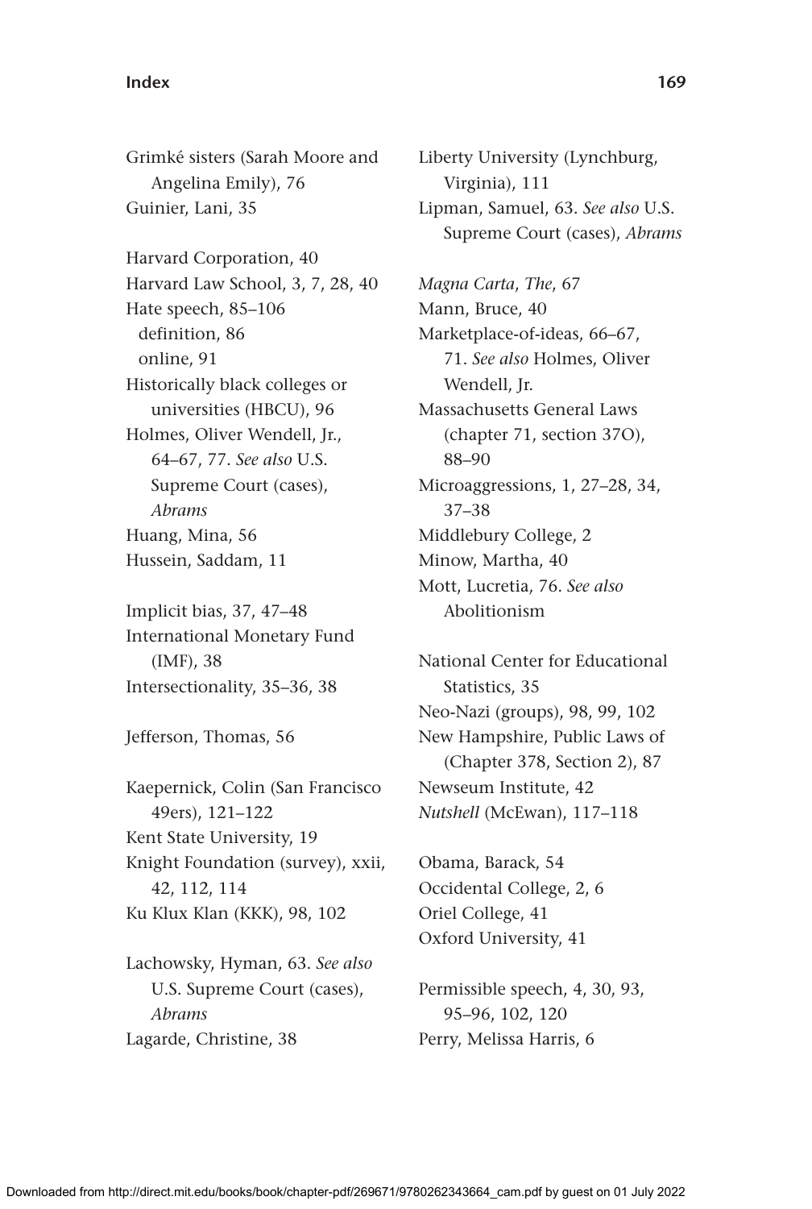Grimké sisters (Sarah Moore and Angelina Emily), 76
Guinier, Lani, 35

Harvard Corporation, 40
Harvard Law School, 3, 7, 28, 40
Hate speech, 85–106
  definition, 86
  online, 91
Historically black colleges or universities (HBCU), 96
Holmes, Oliver Wendell, Jr., 64–67, 77. *See also* U.S. Supreme Court (cases), *Abrams*
Huang, Mina, 56
Hussein, Saddam, 11

Implicit bias, 37, 47–48
International Monetary Fund (IMF), 38
Intersectionality, 35–36, 38

Jefferson, Thomas, 56

Kaepernick, Colin (San Francisco 49ers), 121–122
Kent State University, 19
Knight Foundation (survey), xxii, 42, 112, 114
Ku Klux Klan (KKK), 98, 102

Lachowsky, Hyman, 63. *See also* U.S. Supreme Court (cases), *Abrams*
Lagarde, Christine, 38
Liberty University (Lynchburg, Virginia), 111
Lipman, Samuel, 63. *See also* U.S. Supreme Court (cases), *Abrams*

*Magna Carta*, *The*, 67
Mann, Bruce, 40
Marketplace-of-ideas, 66–67, 71. *See also* Holmes, Oliver Wendell, Jr.
Massachusetts General Laws (chapter 71, section 37O), 88–90
Microaggressions, 1, 27–28, 34, 37–38
Middlebury College, 2
Minow, Martha, 40
Mott, Lucretia, 76. *See also* Abolitionism

National Center for Educational Statistics, 35
Neo-Nazi (groups), 98, 99, 102
New Hampshire, Public Laws of (Chapter 378, Section 2), 87
Newseum Institute, 42
*Nutshell* (McEwan), 117–118

Obama, Barack, 54
Occidental College, 2, 6
Oriel College, 41
Oxford University, 41

Permissible speech, 4, 30, 93, 95–96, 102, 120
Perry, Melissa Harris, 6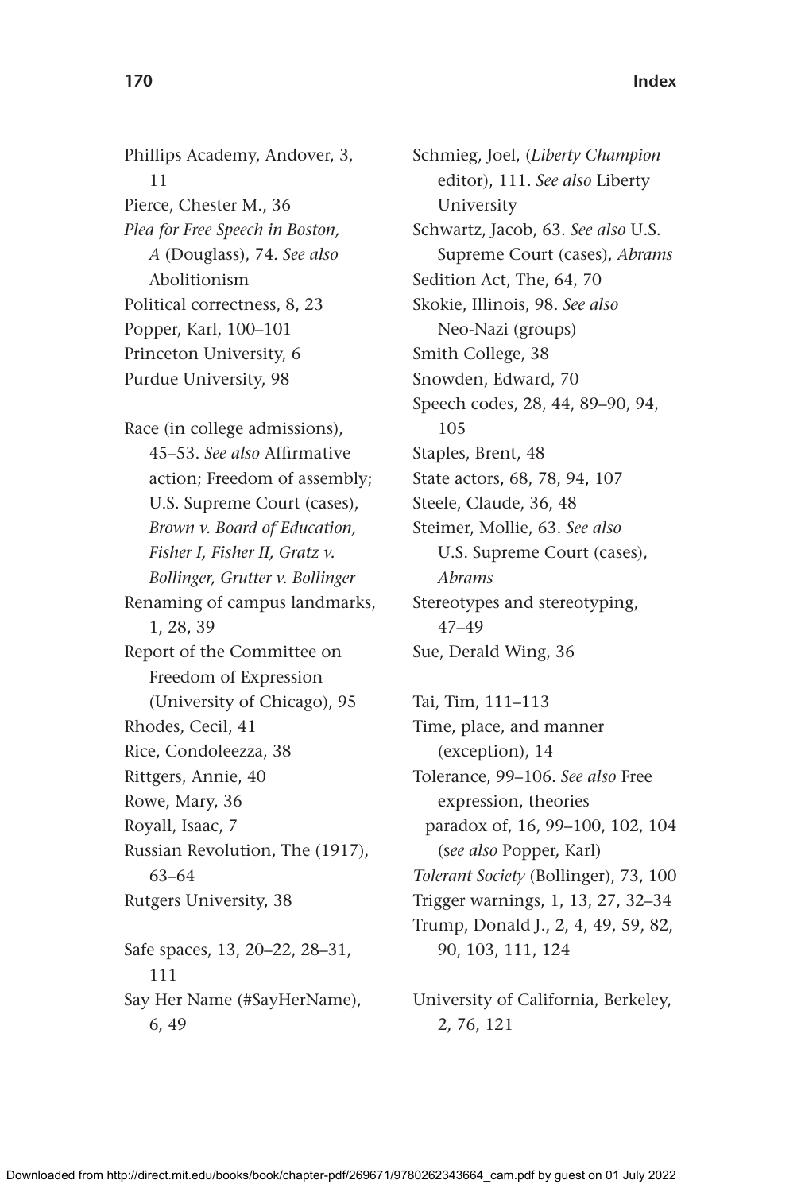Phillips Academy, Andover, 3, 11
Pierce, Chester M., 36
*Plea for Free Speech in Boston, A* (Douglass), 74. *See also* Abolitionism
Political correctness, 8, 23
Popper, Karl, 100–101
Princeton University, 6
Purdue University, 98

Race (in college admissions), 45–53. *See also* Affirmative action; Freedom of assembly; U.S. Supreme Court (cases), *Brown v. Board of Education, Fisher I, Fisher II, Gratz v. Bollinger, Grutter v. Bollinger*
Renaming of campus landmarks, 1, 28, 39
Report of the Committee on Freedom of Expression (University of Chicago), 95
Rhodes, Cecil, 41
Rice, Condoleezza, 38
Rittgers, Annie, 40
Rowe, Mary, 36
Royall, Isaac, 7
Russian Revolution, The (1917), 63–64
Rutgers University, 38

Safe spaces, 13, 20–22, 28–31, 111
Say Her Name (#SayHerName), 6, 49
Schmieg, Joel, (*Liberty Champion* editor), 111. *See also* Liberty University
Schwartz, Jacob, 63. *See also* U.S. Supreme Court (cases), *Abrams*
Sedition Act, The, 64, 70
Skokie, Illinois, 98. *See also* Neo-Nazi (groups)
Smith College, 38
Snowden, Edward, 70
Speech codes, 28, 44, 89–90, 94, 105
Staples, Brent, 48
State actors, 68, 78, 94, 107
Steele, Claude, 36, 48
Steimer, Mollie, 63. *See also* U.S. Supreme Court (cases), *Abrams*
Stereotypes and stereotyping, 47–49
Sue, Derald Wing, 36

Tai, Tim, 111–113
Time, place, and manner (exception), 14
Tolerance, 99–106. *See also* Free expression, theories
  paradox of, 16, 99–100, 102, 104 (*see also* Popper, Karl)
*Tolerant Society* (Bollinger), 73, 100
Trigger warnings, 1, 13, 27, 32–34
Trump, Donald J., 2, 4, 49, 59, 82, 90, 103, 111, 124

University of California, Berkeley, 2, 76, 121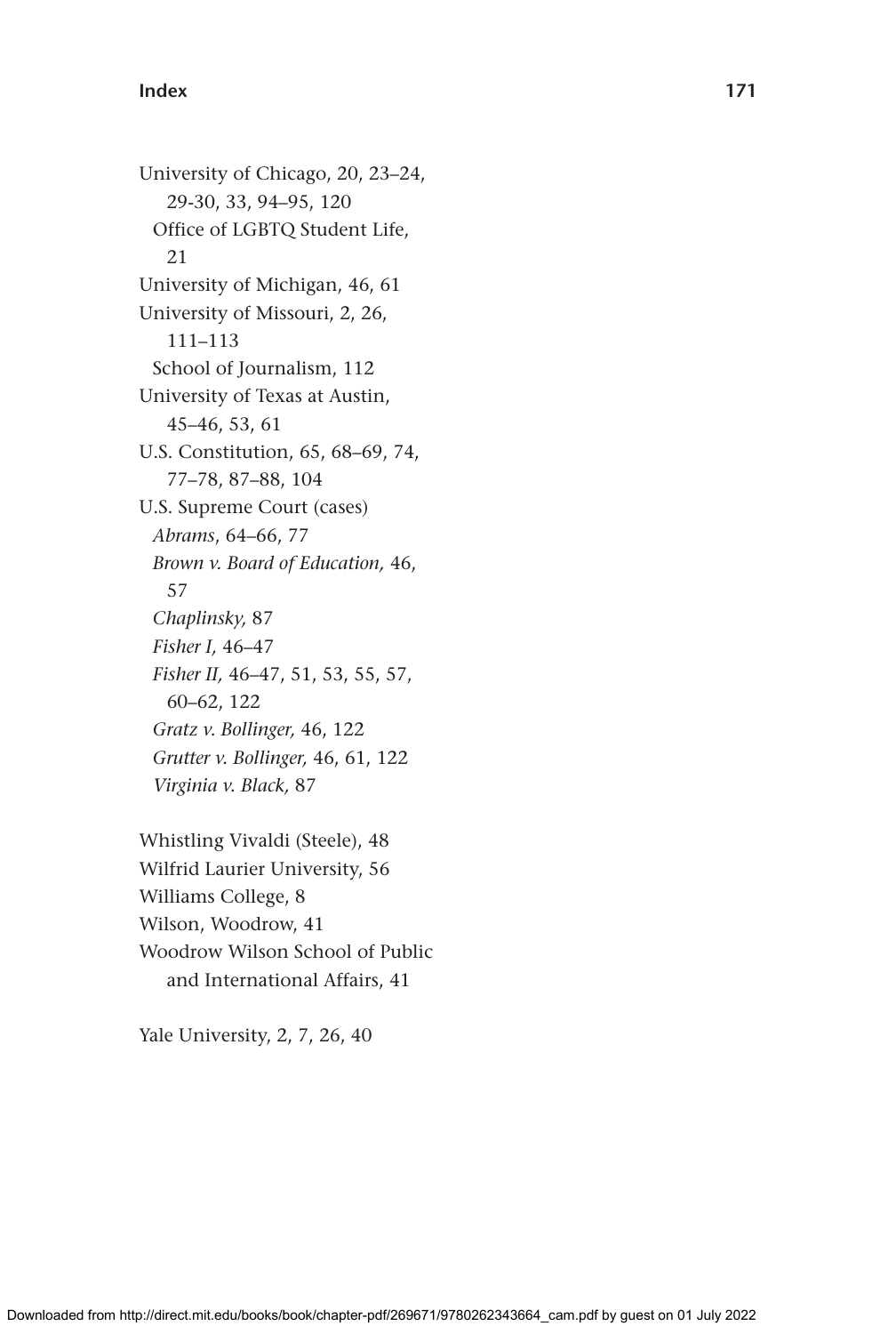University of Chicago, 20, 23–24, 29-30, 33, 94–95, 120
  Office of LGBTQ Student Life, 21
University of Michigan, 46, 61
University of Missouri, 2, 26, 111–113
  School of Journalism, 112
University of Texas at Austin, 45–46, 53, 61
U.S. Constitution, 65, 68–69, 74, 77–78, 87–88, 104
U.S. Supreme Court (cases)
  *Abrams*, 64–66, 77
  *Brown v. Board of Education,* 46, 57
  *Chaplinsky,* 87
  *Fisher I,* 46–47
  *Fisher II,* 46–47, 51, 53, 55, 57, 60–62, 122
  *Gratz v. Bollinger,* 46, 122
  *Grutter v. Bollinger,* 46, 61, 122
  *Virginia v. Black,* 87

Whistling Vivaldi (Steele), 48
Wilfrid Laurier University, 56
Williams College, 8
Wilson, Woodrow, 41
Woodrow Wilson School of Public and International Affairs, 41

Yale University, 2, 7, 26, 40